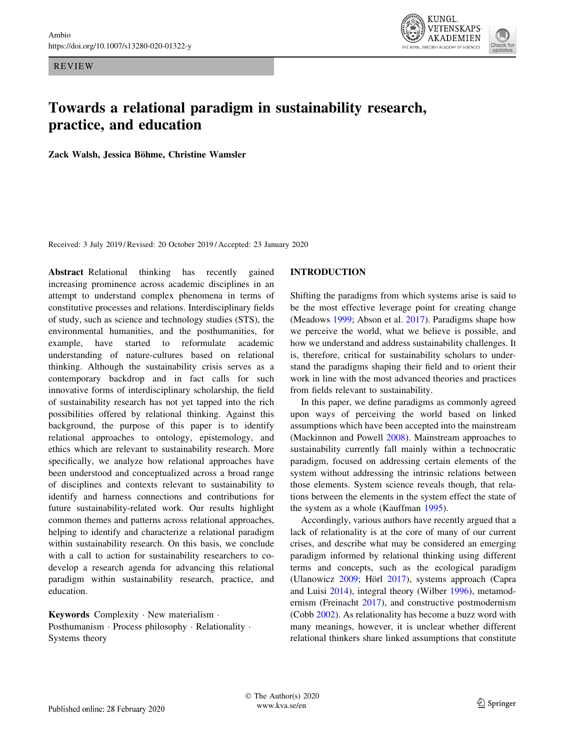REVIEW

# Towards a relational paradigm in sustainability research, practice, and education

**Zack Walsh, Jessica Böhme, Christine Wamsler**

Received: 3 July 2019 / Revised: 20 October 2019 / Accepted: 23 January 2020

**Abstract** Relational thinking has recently gained increasing prominence across academic disciplines in an attempt to understand complex phenomena in terms of constitutive processes and relations. Interdisciplinary fields of study, such as science and technology studies (STS), the environmental humanities, and the posthumanities, for example, have started to reformulate academic understanding of nature-cultures based on relational thinking. Although the sustainability crisis serves as a contemporary backdrop and in fact calls for such innovative forms of interdisciplinary scholarship, the field of sustainability research has not yet tapped into the rich possibilities offered by relational thinking. Against this background, the purpose of this paper is to identify relational approaches to ontology, epistemology, and ethics which are relevant to sustainability research. More specifically, we analyze how relational approaches have been understood and conceptualized across a broad range of disciplines and contexts relevant to sustainability to identify and harness connections and contributions for future sustainability-related work. Our results highlight common themes and patterns across relational approaches, helping to identify and characterize a relational paradigm within sustainability research. On this basis, we conclude with a call to action for sustainability researchers to co-develop a research agenda for advancing this relational paradigm within sustainability research, practice, and education.

**Keywords** Complexity · New materialism · Posthumanism · Process philosophy · Relationality · Systems theory

## INTRODUCTION

Shifting the paradigms from which systems arise is said to be the most effective leverage point for creating change (Meadows 1999; Abson et al. 2017). Paradigms shape how we perceive the world, what we believe is possible, and how we understand and address sustainability challenges. It is, therefore, critical for sustainability scholars to understand the paradigms shaping their field and to orient their work in line with the most advanced theories and practices from fields relevant to sustainability.

In this paper, we define paradigms as commonly agreed upon ways of perceiving the world based on linked assumptions which have been accepted into the mainstream (Mackinnon and Powell 2008). Mainstream approaches to sustainability currently fall mainly within a technocratic paradigm, focused on addressing certain elements of the system without addressing the intrinsic relations between those elements. System science reveals though, that relations between the elements in the system effect the state of the system as a whole (Kauffman 1995).

Accordingly, various authors have recently argued that a lack of relationality is at the core of many of our current crises, and describe what may be considered an emerging paradigm informed by relational thinking using different terms and concepts, such as the ecological paradigm (Ulanowicz 2009; Hörl 2017), systems approach (Capra and Luisi 2014), integral theory (Wilber 1996), metamodernism (Freinacht 2017), and constructive postmodernism (Cobb 2002). As relationality has become a buzz word with many meanings, however, it is unclear whether different relational thinkers share linked assumptions that constitute

© The Author(s) 2020
www.kva.se/en

Published online: 28 February 2020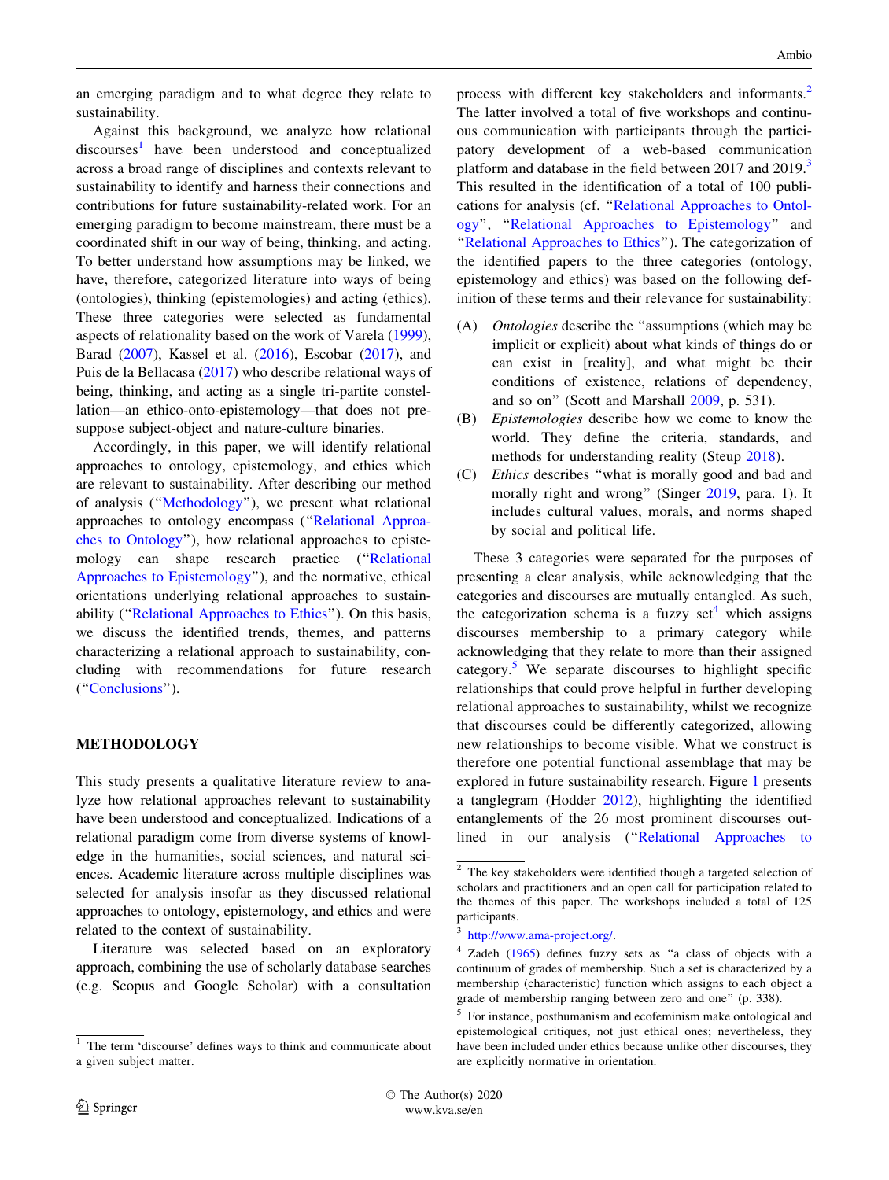an emerging paradigm and to what degree they relate to sustainability.

Against this background, we analyze how relational discourses[1] have been understood and conceptualized across a broad range of disciplines and contexts relevant to sustainability to identify and harness their connections and contributions for future sustainability-related work. For an emerging paradigm to become mainstream, there must be a coordinated shift in our way of being, thinking, and acting. To better understand how assumptions may be linked, we have, therefore, categorized literature into ways of being (ontologies), thinking (epistemologies) and acting (ethics). These three categories were selected as fundamental aspects of relationality based on the work of Varela (1999), Barad (2007), Kassel et al. (2016), Escobar (2017), and Puis de la Bellacasa (2017) who describe relational ways of being, thinking, and acting as a single tri-partite constellation—an ethico-onto-epistemology—that does not presuppose subject-object and nature-culture binaries.

Accordingly, in this paper, we will identify relational approaches to ontology, epistemology, and ethics which are relevant to sustainability. After describing our method of analysis ("Methodology"), we present what relational approaches to ontology encompass ("Relational Approaches to Ontology"), how relational approaches to epistemology can shape research practice ("Relational Approaches to Epistemology"), and the normative, ethical orientations underlying relational approaches to sustainability ("Relational Approaches to Ethics"). On this basis, we discuss the identified trends, themes, and patterns characterizing a relational approach to sustainability, concluding with recommendations for future research ("Conclusions").

## METHODOLOGY

This study presents a qualitative literature review to analyze how relational approaches relevant to sustainability have been understood and conceptualized. Indications of a relational paradigm come from diverse systems of knowledge in the humanities, social sciences, and natural sciences. Academic literature across multiple disciplines was selected for analysis insofar as they discussed relational approaches to ontology, epistemology, and ethics and were related to the context of sustainability.

Literature was selected based on an exploratory approach, combining the use of scholarly database searches (e.g. Scopus and Google Scholar) with a consultation process with different key stakeholders and informants.[2] The latter involved a total of five workshops and continuous communication with participants through the participatory development of a web-based communication platform and database in the field between 2017 and 2019.[3] This resulted in the identification of a total of 100 publications for analysis (cf. "Relational Approaches to Ontology", "Relational Approaches to Epistemology" and "Relational Approaches to Ethics"). The categorization of the identified papers to the three categories (ontology, epistemology and ethics) was based on the following definition of these terms and their relevance for sustainability:

(A) *Ontologies* describe the "assumptions (which may be implicit or explicit) about what kinds of things do or can exist in [reality], and what might be their conditions of existence, relations of dependency, and so on" (Scott and Marshall 2009, p. 531).

(B) *Epistemologies* describe how we come to know the world. They define the criteria, standards, and methods for understanding reality (Steup 2018).

(C) *Ethics* describes "what is morally good and bad and morally right and wrong" (Singer 2019, para. 1). It includes cultural values, morals, and norms shaped by social and political life.

These 3 categories were separated for the purposes of presenting a clear analysis, while acknowledging that the categories and discourses are mutually entangled. As such, the categorization schema is a fuzzy set[4] which assigns discourses membership to a primary category while acknowledging that they relate to more than their assigned category.[5] We separate discourses to highlight specific relationships that could prove helpful in further developing relational approaches to sustainability, whilst we recognize that discourses could be differently categorized, allowing new relationships to become visible. What we construct is therefore one potential functional assemblage that may be explored in future sustainability research. Figure 1 presents a tanglegram (Hodder 2012), highlighting the identified entanglements of the 26 most prominent discourses outlined in our analysis ("Relational Approaches to

---

[1] The term 'discourse' defines ways to think and communicate about a given subject matter.

[2] The key stakeholders were identified though a targeted selection of scholars and practitioners and an open call for participation related to the themes of this paper. The workshops included a total of 125 participants.

[3] http://www.ama-project.org/.

[4] Zadeh (1965) defines fuzzy sets as "a class of objects with a continuum of grades of membership. Such a set is characterized by a membership (characteristic) function which assigns to each object a grade of membership ranging between zero and one" (p. 338).

[5] For instance, posthumanism and ecofeminism make ontological and epistemological critiques, not just ethical ones; nevertheless, they have been included under ethics because unlike other discourses, they are explicitly normative in orientation.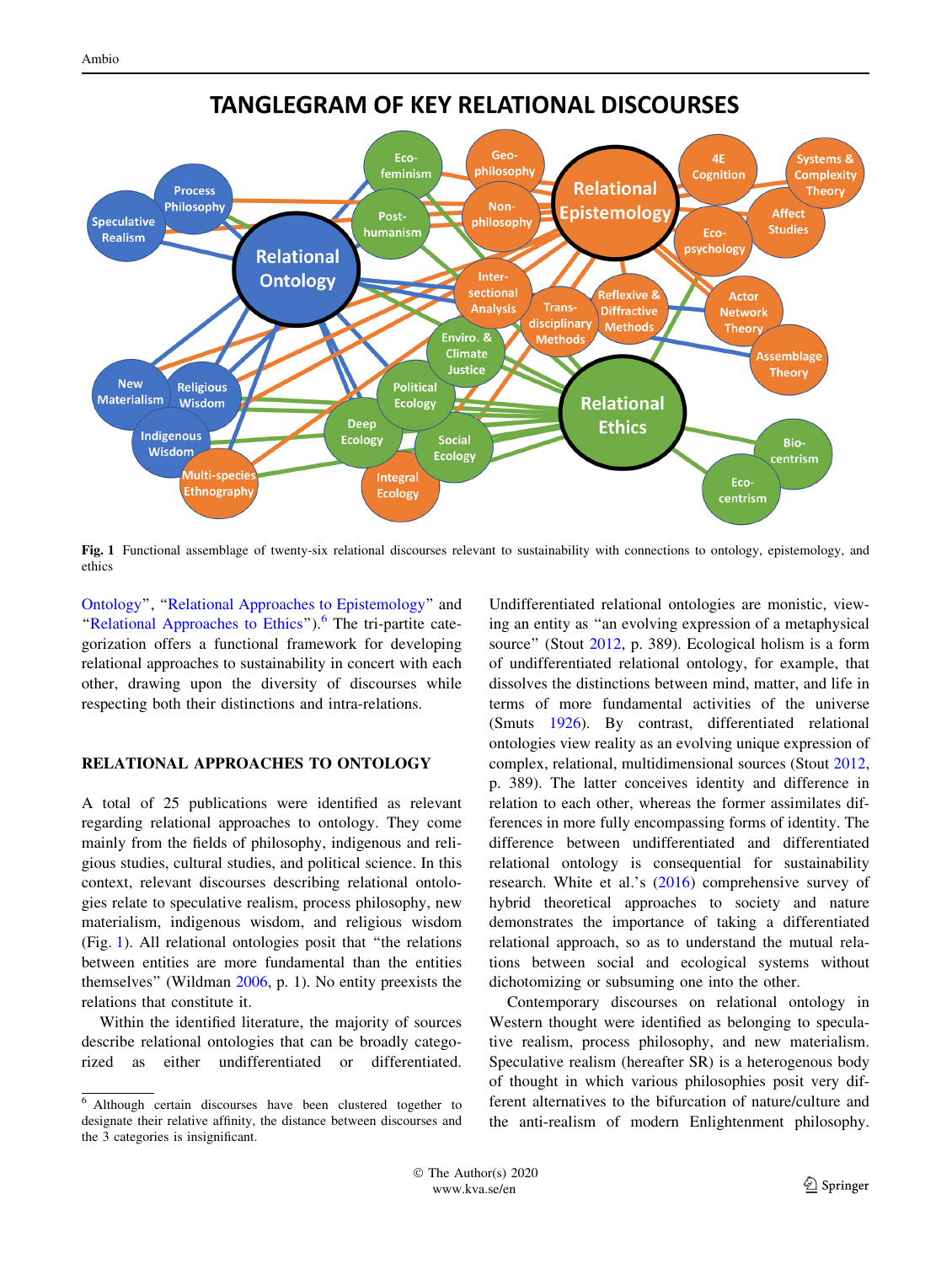Fig. 1 Functional assemblage of twenty-six relational discourses relevant to sustainability with connections to ontology, epistemology, and ethics

Ontology", "Relational Approaches to Epistemology" and "Relational Approaches to Ethics").[6] The tri-partite categorization offers a functional framework for developing relational approaches to sustainability in concert with each other, drawing upon the diversity of discourses while respecting both their distinctions and intra-relations.

## RELATIONAL APPROACHES TO ONTOLOGY

A total of 25 publications were identified as relevant regarding relational approaches to ontology. They come mainly from the fields of philosophy, indigenous and religious studies, cultural studies, and political science. In this context, relevant discourses describing relational ontologies relate to speculative realism, process philosophy, new materialism, indigenous wisdom, and religious wisdom (Fig. 1). All relational ontologies posit that "the relations between entities are more fundamental than the entities themselves" (Wildman 2006, p. 1). No entity preexists the relations that constitute it.

Within the identified literature, the majority of sources describe relational ontologies that can be broadly categorized as either undifferentiated or differentiated. Undifferentiated relational ontologies are monistic, viewing an entity as "an evolving expression of a metaphysical source" (Stout 2012, p. 389). Ecological holism is a form of undifferentiated relational ontology, for example, that dissolves the distinctions between mind, matter, and life in terms of more fundamental activities of the universe (Smuts 1926). By contrast, differentiated relational ontologies view reality as an evolving unique expression of complex, relational, multidimensional sources (Stout 2012, p. 389). The latter conceives identity and difference in relation to each other, whereas the former assimilates differences in more fully encompassing forms of identity. The difference between undifferentiated and differentiated relational ontology is consequential for sustainability research. White et al.'s (2016) comprehensive survey of hybrid theoretical approaches to society and nature demonstrates the importance of taking a differentiated relational approach, so as to understand the mutual relations between social and ecological systems without dichotomizing or subsuming one into the other.

Contemporary discourses on relational ontology in Western thought were identified as belonging to speculative realism, process philosophy, and new materialism. Speculative realism (hereafter SR) is a heterogenous body of thought in which various philosophies posit very different alternatives to the bifurcation of nature/culture and the anti-realism of modern Enlightenment philosophy.

[6] Although certain discourses have been clustered together to designate their relative affinity, the distance between discourses and the 3 categories is insignificant.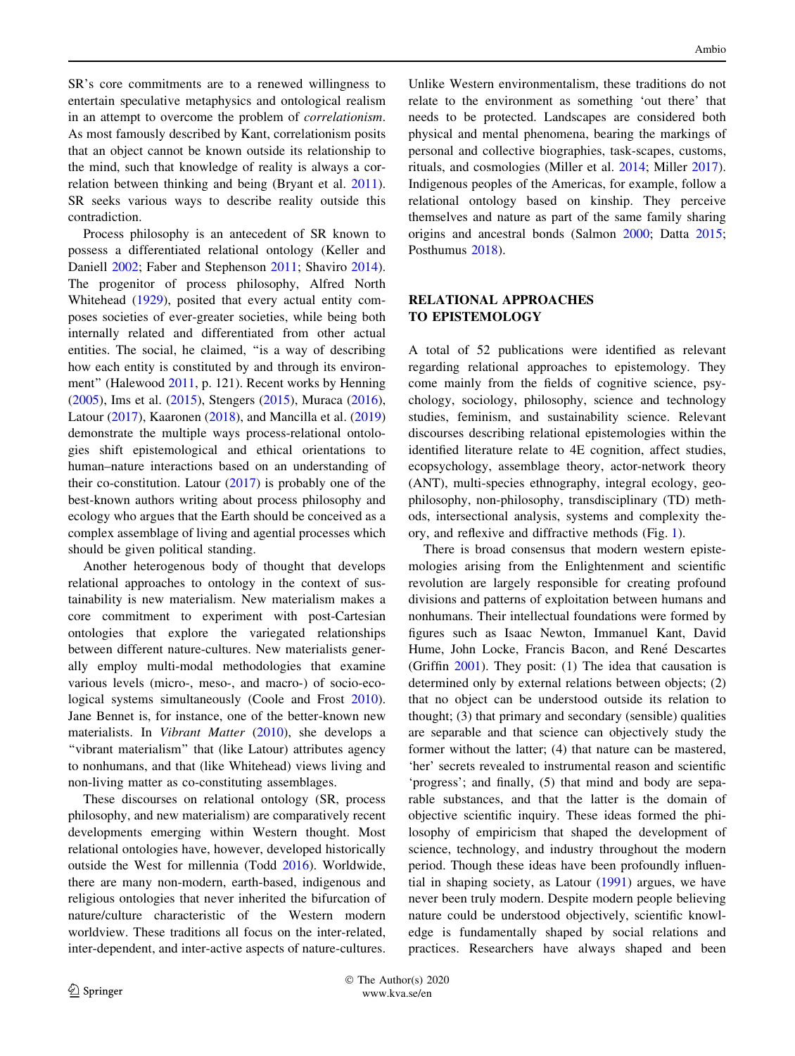SR's core commitments are to a renewed willingness to entertain speculative metaphysics and ontological realism in an attempt to overcome the problem of *correlationism*. As most famously described by Kant, correlationism posits that an object cannot be known outside its relationship to the mind, such that knowledge of reality is always a correlation between thinking and being (Bryant et al. 2011). SR seeks various ways to describe reality outside this contradiction.

Process philosophy is an antecedent of SR known to possess a differentiated relational ontology (Keller and Daniell 2002; Faber and Stephenson 2011; Shaviro 2014). The progenitor of process philosophy, Alfred North Whitehead (1929), posited that every actual entity composes societies of ever-greater societies, while being both internally related and differentiated from other actual entities. The social, he claimed, "is a way of describing how each entity is constituted by and through its environment" (Halewood 2011, p. 121). Recent works by Henning (2005), Ims et al. (2015), Stengers (2015), Muraca (2016), Latour (2017), Kaaronen (2018), and Mancilla et al. (2019) demonstrate the multiple ways process-relational ontologies shift epistemological and ethical orientations to human–nature interactions based on an understanding of their co-constitution. Latour (2017) is probably one of the best-known authors writing about process philosophy and ecology who argues that the Earth should be conceived as a complex assemblage of living and agential processes which should be given political standing.

Another heterogenous body of thought that develops relational approaches to ontology in the context of sustainability is new materialism. New materialism makes a core commitment to experiment with post-Cartesian ontologies that explore the variegated relationships between different nature-cultures. New materialists generally employ multi-modal methodologies that examine various levels (micro-, meso-, and macro-) of socio-ecological systems simultaneously (Coole and Frost 2010). Jane Bennet is, for instance, one of the better-known new materialists. In *Vibrant Matter* (2010), she develops a "vibrant materialism" that (like Latour) attributes agency to nonhumans, and that (like Whitehead) views living and non-living matter as co-constituting assemblages.

These discourses on relational ontology (SR, process philosophy, and new materialism) are comparatively recent developments emerging within Western thought. Most relational ontologies have, however, developed historically outside the West for millennia (Todd 2016). Worldwide, there are many non-modern, earth-based, indigenous and religious ontologies that never inherited the bifurcation of nature/culture characteristic of the Western modern worldview. These traditions all focus on the inter-related, inter-dependent, and inter-active aspects of nature-cultures. Unlike Western environmentalism, these traditions do not relate to the environment as something 'out there' that needs to be protected. Landscapes are considered both physical and mental phenomena, bearing the markings of personal and collective biographies, task-scapes, customs, rituals, and cosmologies (Miller et al. 2014; Miller 2017). Indigenous peoples of the Americas, for example, follow a relational ontology based on kinship. They perceive themselves and nature as part of the same family sharing origins and ancestral bonds (Salmon 2000; Datta 2015; Posthumus 2018).

## RELATIONAL APPROACHES TO EPISTEMOLOGY

A total of 52 publications were identified as relevant regarding relational approaches to epistemology. They come mainly from the fields of cognitive science, psychology, sociology, philosophy, science and technology studies, feminism, and sustainability science. Relevant discourses describing relational epistemologies within the identified literature relate to 4E cognition, affect studies, ecopsychology, assemblage theory, actor-network theory (ANT), multi-species ethnography, integral ecology, geophilosophy, non-philosophy, transdisciplinary (TD) methods, intersectional analysis, systems and complexity theory, and reflexive and diffractive methods (Fig. 1).

There is broad consensus that modern western epistemologies arising from the Enlightenment and scientific revolution are largely responsible for creating profound divisions and patterns of exploitation between humans and nonhumans. Their intellectual foundations were formed by figures such as Isaac Newton, Immanuel Kant, David Hume, John Locke, Francis Bacon, and René Descartes (Griffin 2001). They posit: (1) The idea that causation is determined only by external relations between objects; (2) that no object can be understood outside its relation to thought; (3) that primary and secondary (sensible) qualities are separable and that science can objectively study the former without the latter; (4) that nature can be mastered, 'her' secrets revealed to instrumental reason and scientific 'progress'; and finally, (5) that mind and body are separable substances, and that the latter is the domain of objective scientific inquiry. These ideas formed the philosophy of empiricism that shaped the development of science, technology, and industry throughout the modern period. Though these ideas have been profoundly influential in shaping society, as Latour (1991) argues, we have never been truly modern. Despite modern people believing nature could be understood objectively, scientific knowledge is fundamentally shaped by social relations and practices. Researchers have always shaped and been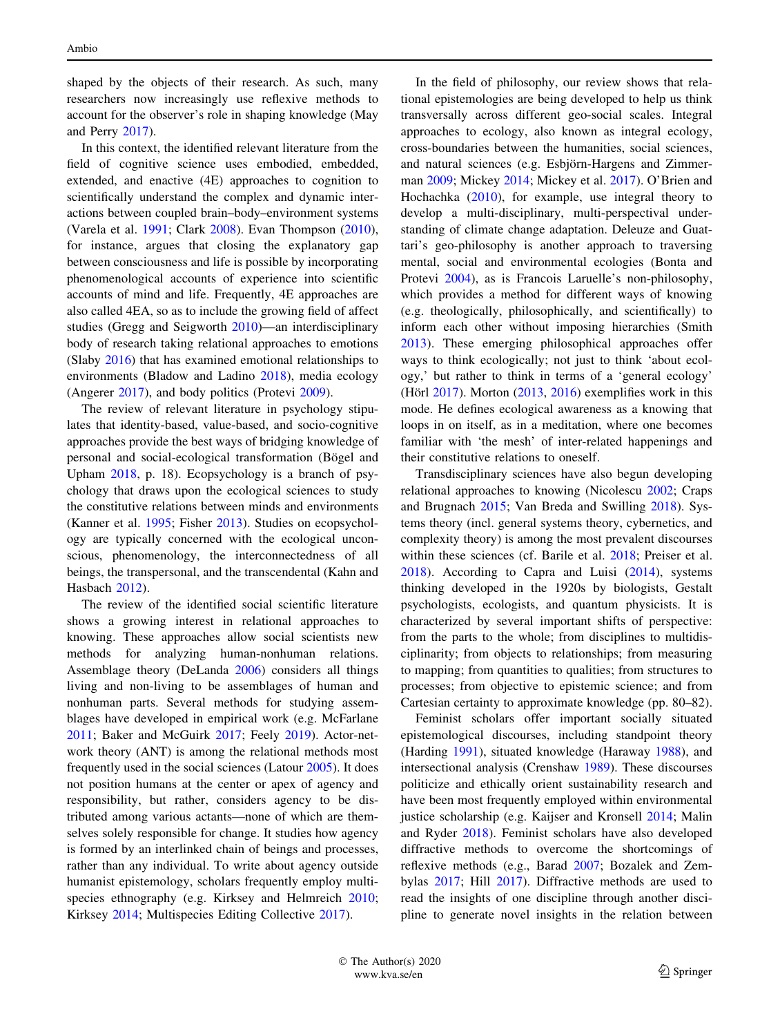shaped by the objects of their research. As such, many researchers now increasingly use reflexive methods to account for the observer's role in shaping knowledge (May and Perry 2017).

In this context, the identified relevant literature from the field of cognitive science uses embodied, embedded, extended, and enactive (4E) approaches to cognition to scientifically understand the complex and dynamic interactions between coupled brain–body–environment systems (Varela et al. 1991; Clark 2008). Evan Thompson (2010), for instance, argues that closing the explanatory gap between consciousness and life is possible by incorporating phenomenological accounts of experience into scientific accounts of mind and life. Frequently, 4E approaches are also called 4EA, so as to include the growing field of affect studies (Gregg and Seigworth 2010)—an interdisciplinary body of research taking relational approaches to emotions (Slaby 2016) that has examined emotional relationships to environments (Bladow and Ladino 2018), media ecology (Angerer 2017), and body politics (Protevi 2009).

The review of relevant literature in psychology stipulates that identity-based, value-based, and socio-cognitive approaches provide the best ways of bridging knowledge of personal and social-ecological transformation (Bögel and Upham 2018, p. 18). Ecopsychology is a branch of psychology that draws upon the ecological sciences to study the constitutive relations between minds and environments (Kanner et al. 1995; Fisher 2013). Studies on ecopsychology are typically concerned with the ecological unconscious, phenomenology, the interconnectedness of all beings, the transpersonal, and the transcendental (Kahn and Hasbach 2012).

The review of the identified social scientific literature shows a growing interest in relational approaches to knowing. These approaches allow social scientists new methods for analyzing human-nonhuman relations. Assemblage theory (DeLanda 2006) considers all things living and non-living to be assemblages of human and nonhuman parts. Several methods for studying assemblages have developed in empirical work (e.g. McFarlane 2011; Baker and McGuirk 2017; Feely 2019). Actor-network theory (ANT) is among the relational methods most frequently used in the social sciences (Latour 2005). It does not position humans at the center or apex of agency and responsibility, but rather, considers agency to be distributed among various actants—none of which are themselves solely responsible for change. It studies how agency is formed by an interlinked chain of beings and processes, rather than any individual. To write about agency outside humanist epistemology, scholars frequently employ multispecies ethnography (e.g. Kirksey and Helmreich 2010; Kirksey 2014; Multispecies Editing Collective 2017).

In the field of philosophy, our review shows that relational epistemologies are being developed to help us think transversally across different geo-social scales. Integral approaches to ecology, also known as integral ecology, cross-boundaries between the humanities, social sciences, and natural sciences (e.g. Esbjörn-Hargens and Zimmerman 2009; Mickey 2014; Mickey et al. 2017). O'Brien and Hochachka (2010), for example, use integral theory to develop a multi-disciplinary, multi-perspectival understanding of climate change adaptation. Deleuze and Guattari's geo-philosophy is another approach to traversing mental, social and environmental ecologies (Bonta and Protevi 2004), as is Francois Laruelle's non-philosophy, which provides a method for different ways of knowing (e.g. theologically, philosophically, and scientifically) to inform each other without imposing hierarchies (Smith 2013). These emerging philosophical approaches offer ways to think ecologically; not just to think 'about ecology,' but rather to think in terms of a 'general ecology' (Hörl 2017). Morton (2013, 2016) exemplifies work in this mode. He defines ecological awareness as a knowing that loops in on itself, as in a meditation, where one becomes familiar with 'the mesh' of inter-related happenings and their constitutive relations to oneself.

Transdisciplinary sciences have also begun developing relational approaches to knowing (Nicolescu 2002; Craps and Brugnach 2015; Van Breda and Swilling 2018). Systems theory (incl. general systems theory, cybernetics, and complexity theory) is among the most prevalent discourses within these sciences (cf. Barile et al. 2018; Preiser et al. 2018). According to Capra and Luisi (2014), systems thinking developed in the 1920s by biologists, Gestalt psychologists, ecologists, and quantum physicists. It is characterized by several important shifts of perspective: from the parts to the whole; from disciplines to multidisciplinarity; from objects to relationships; from measuring to mapping; from quantities to qualities; from structures to processes; from objective to epistemic science; and from Cartesian certainty to approximate knowledge (pp. 80–82).

Feminist scholars offer important socially situated epistemological discourses, including standpoint theory (Harding 1991), situated knowledge (Haraway 1988), and intersectional analysis (Crenshaw 1989). These discourses politicize and ethically orient sustainability research and have been most frequently employed within environmental justice scholarship (e.g. Kaijser and Kronsell 2014; Malin and Ryder 2018). Feminist scholars have also developed diffractive methods to overcome the shortcomings of reflexive methods (e.g., Barad 2007; Bozalek and Zembylas 2017; Hill 2017). Diffractive methods are used to read the insights of one discipline through another discipline to generate novel insights in the relation between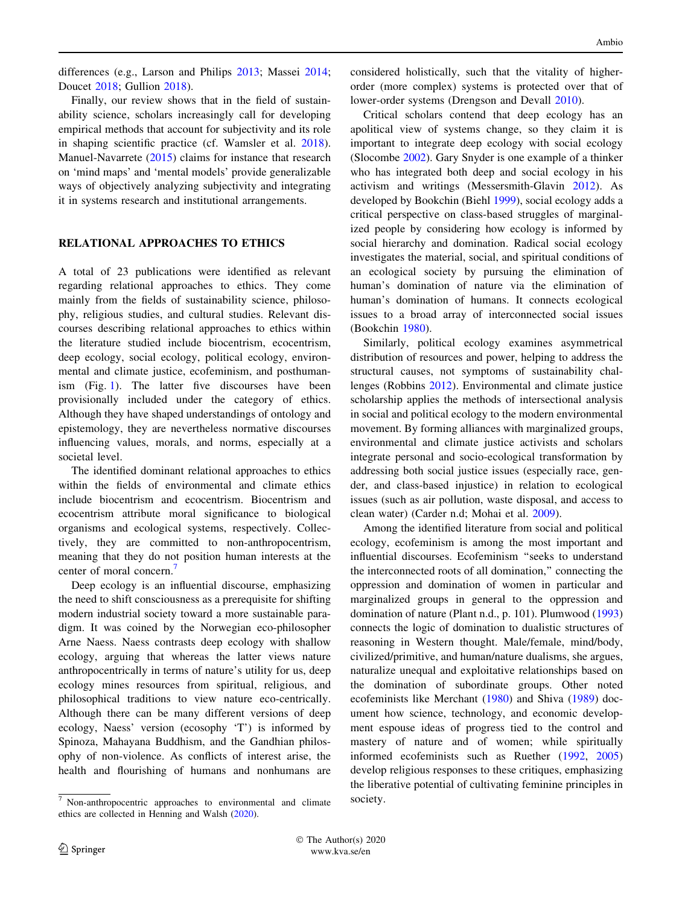differences (e.g., Larson and Philips 2013; Massei 2014; Doucet 2018; Gullion 2018).

Finally, our review shows that in the field of sustainability science, scholars increasingly call for developing empirical methods that account for subjectivity and its role in shaping scientific practice (cf. Wamsler et al. 2018). Manuel-Navarrete (2015) claims for instance that research on 'mind maps' and 'mental models' provide generalizable ways of objectively analyzing subjectivity and integrating it in systems research and institutional arrangements.

## RELATIONAL APPROACHES TO ETHICS

A total of 23 publications were identified as relevant regarding relational approaches to ethics. They come mainly from the fields of sustainability science, philosophy, religious studies, and cultural studies. Relevant discourses describing relational approaches to ethics within the literature studied include biocentrism, ecocentrism, deep ecology, social ecology, political ecology, environmental and climate justice, ecofeminism, and posthumanism (Fig. 1). The latter five discourses have been provisionally included under the category of ethics. Although they have shaped understandings of ontology and epistemology, they are nevertheless normative discourses influencing values, morals, and norms, especially at a societal level.

The identified dominant relational approaches to ethics within the fields of environmental and climate ethics include biocentrism and ecocentrism. Biocentrism and ecocentrism attribute moral significance to biological organisms and ecological systems, respectively. Collectively, they are committed to non-anthropocentrism, meaning that they do not position human interests at the center of moral concern.[7]

Deep ecology is an influential discourse, emphasizing the need to shift consciousness as a prerequisite for shifting modern industrial society toward a more sustainable paradigm. It was coined by the Norwegian eco-philosopher Arne Naess. Naess contrasts deep ecology with shallow ecology, arguing that whereas the latter views nature anthropocentrically in terms of nature's utility for us, deep ecology mines resources from spiritual, religious, and philosophical traditions to view nature eco-centrically. Although there can be many different versions of deep ecology, Naess' version (ecosophy 'T') is informed by Spinoza, Mahayana Buddhism, and the Gandhian philosophy of non-violence. As conflicts of interest arise, the health and flourishing of humans and nonhumans are considered holistically, such that the vitality of higher-order (more complex) systems is protected over that of lower-order systems (Drengson and Devall 2010).

Critical scholars contend that deep ecology has an apolitical view of systems change, so they claim it is important to integrate deep ecology with social ecology (Slocombe 2002). Gary Snyder is one example of a thinker who has integrated both deep and social ecology in his activism and writings (Messersmith-Glavin 2012). As developed by Bookchin (Biehl 1999), social ecology adds a critical perspective on class-based struggles of marginalized people by considering how ecology is informed by social hierarchy and domination. Radical social ecology investigates the material, social, and spiritual conditions of an ecological society by pursuing the elimination of human's domination of nature via the elimination of human's domination of humans. It connects ecological issues to a broad array of interconnected social issues (Bookchin 1980).

Similarly, political ecology examines asymmetrical distribution of resources and power, helping to address the structural causes, not symptoms of sustainability challenges (Robbins 2012). Environmental and climate justice scholarship applies the methods of intersectional analysis in social and political ecology to the modern environmental movement. By forming alliances with marginalized groups, environmental and climate justice activists and scholars integrate personal and socio-ecological transformation by addressing both social justice issues (especially race, gender, and class-based injustice) in relation to ecological issues (such as air pollution, waste disposal, and access to clean water) (Carder n.d; Mohai et al. 2009).

Among the identified literature from social and political ecology, ecofeminism is among the most important and influential discourses. Ecofeminism "seeks to understand the interconnected roots of all domination," connecting the oppression and domination of women in particular and marginalized groups in general to the oppression and domination of nature (Plant n.d., p. 101). Plumwood (1993) connects the logic of domination to dualistic structures of reasoning in Western thought. Male/female, mind/body, civilized/primitive, and human/nature dualisms, she argues, naturalize unequal and exploitative relationships based on the domination of subordinate groups. Other noted ecofeminists like Merchant (1980) and Shiva (1989) document how science, technology, and economic development espouse ideas of progress tied to the control and mastery of nature and of women; while spiritually informed ecofeminists such as Ruether (1992, 2005) develop religious responses to these critiques, emphasizing the liberative potential of cultivating feminine principles in society.

[7] Non-anthropocentric approaches to environmental and climate ethics are collected in Henning and Walsh (2020).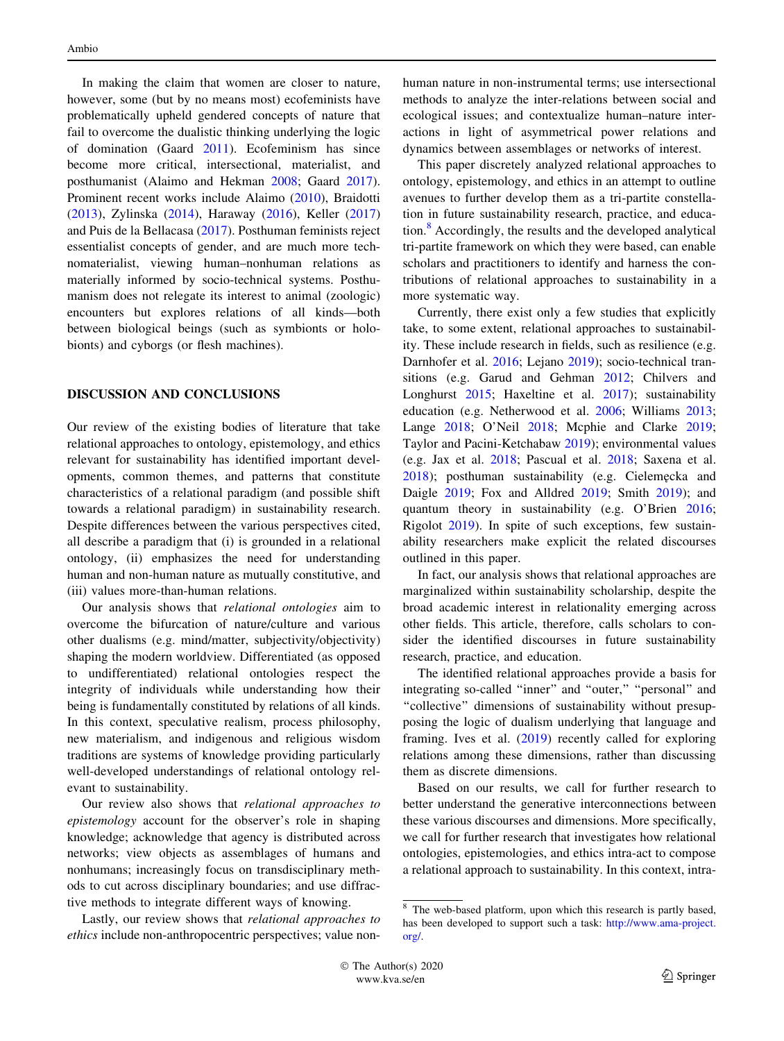In making the claim that women are closer to nature, however, some (but by no means most) ecofeminists have problematically upheld gendered concepts of nature that fail to overcome the dualistic thinking underlying the logic of domination (Gaard 2011). Ecofeminism has since become more critical, intersectional, materialist, and posthumanist (Alaimo and Hekman 2008; Gaard 2017). Prominent recent works include Alaimo (2010), Braidotti (2013), Zylinska (2014), Haraway (2016), Keller (2017) and Puis de la Bellacasa (2017). Posthuman feminists reject essentialist concepts of gender, and are much more technomaterialist, viewing human–nonhuman relations as materially informed by socio-technical systems. Posthumanism does not relegate its interest to animal (zoologic) encounters but explores relations of all kinds—both between biological beings (such as symbionts or holobionts) and cyborgs (or flesh machines).

## DISCUSSION AND CONCLUSIONS

Our review of the existing bodies of literature that take relational approaches to ontology, epistemology, and ethics relevant for sustainability has identified important developments, common themes, and patterns that constitute characteristics of a relational paradigm (and possible shift towards a relational paradigm) in sustainability research. Despite differences between the various perspectives cited, all describe a paradigm that (i) is grounded in a relational ontology, (ii) emphasizes the need for understanding human and non-human nature as mutually constitutive, and (iii) values more-than-human relations.

Our analysis shows that *relational ontologies* aim to overcome the bifurcation of nature/culture and various other dualisms (e.g. mind/matter, subjectivity/objectivity) shaping the modern worldview. Differentiated (as opposed to undifferentiated) relational ontologies respect the integrity of individuals while understanding how their being is fundamentally constituted by relations of all kinds. In this context, speculative realism, process philosophy, new materialism, and indigenous and religious wisdom traditions are systems of knowledge providing particularly well-developed understandings of relational ontology relevant to sustainability.

Our review also shows that *relational approaches to epistemology* account for the observer's role in shaping knowledge; acknowledge that agency is distributed across networks; view objects as assemblages of humans and nonhumans; increasingly focus on transdisciplinary methods to cut across disciplinary boundaries; and use diffractive methods to integrate different ways of knowing.

Lastly, our review shows that *relational approaches to ethics* include non-anthropocentric perspectives; value non-human nature in non-instrumental terms; use intersectional methods to analyze the inter-relations between social and ecological issues; and contextualize human–nature interactions in light of asymmetrical power relations and dynamics between assemblages or networks of interest.

This paper discretely analyzed relational approaches to ontology, epistemology, and ethics in an attempt to outline avenues to further develop them as a tri-partite constellation in future sustainability research, practice, and education.[8] Accordingly, the results and the developed analytical tri-partite framework on which they were based, can enable scholars and practitioners to identify and harness the contributions of relational approaches to sustainability in a more systematic way.

Currently, there exist only a few studies that explicitly take, to some extent, relational approaches to sustainability. These include research in fields, such as resilience (e.g. Darnhofer et al. 2016; Lejano 2019); socio-technical transitions (e.g. Garud and Gehman 2012; Chilvers and Longhurst 2015; Haxeltine et al. 2017); sustainability education (e.g. Netherwood et al. 2006; Williams 2013; Lange 2018; O'Neil 2018; Mcphie and Clarke 2019; Taylor and Pacini-Ketchabaw 2019); environmental values (e.g. Jax et al. 2018; Pascual et al. 2018; Saxena et al. 2018); posthuman sustainability (e.g. Cielemęcka and Daigle 2019; Fox and Alldred 2019; Smith 2019); and quantum theory in sustainability (e.g. O'Brien 2016; Rigolot 2019). In spite of such exceptions, few sustainability researchers make explicit the related discourses outlined in this paper.

In fact, our analysis shows that relational approaches are marginalized within sustainability scholarship, despite the broad academic interest in relationality emerging across other fields. This article, therefore, calls scholars to consider the identified discourses in future sustainability research, practice, and education.

The identified relational approaches provide a basis for integrating so-called "inner" and "outer," "personal" and "collective" dimensions of sustainability without presupposing the logic of dualism underlying that language and framing. Ives et al. (2019) recently called for exploring relations among these dimensions, rather than discussing them as discrete dimensions.

Based on our results, we call for further research to better understand the generative interconnections between these various discourses and dimensions. More specifically, we call for further research that investigates how relational ontologies, epistemologies, and ethics intra-act to compose a relational approach to sustainability. In this context, intra-

[8] The web-based platform, upon which this research is partly based, has been developed to support such a task: http://www.ama-project.org/.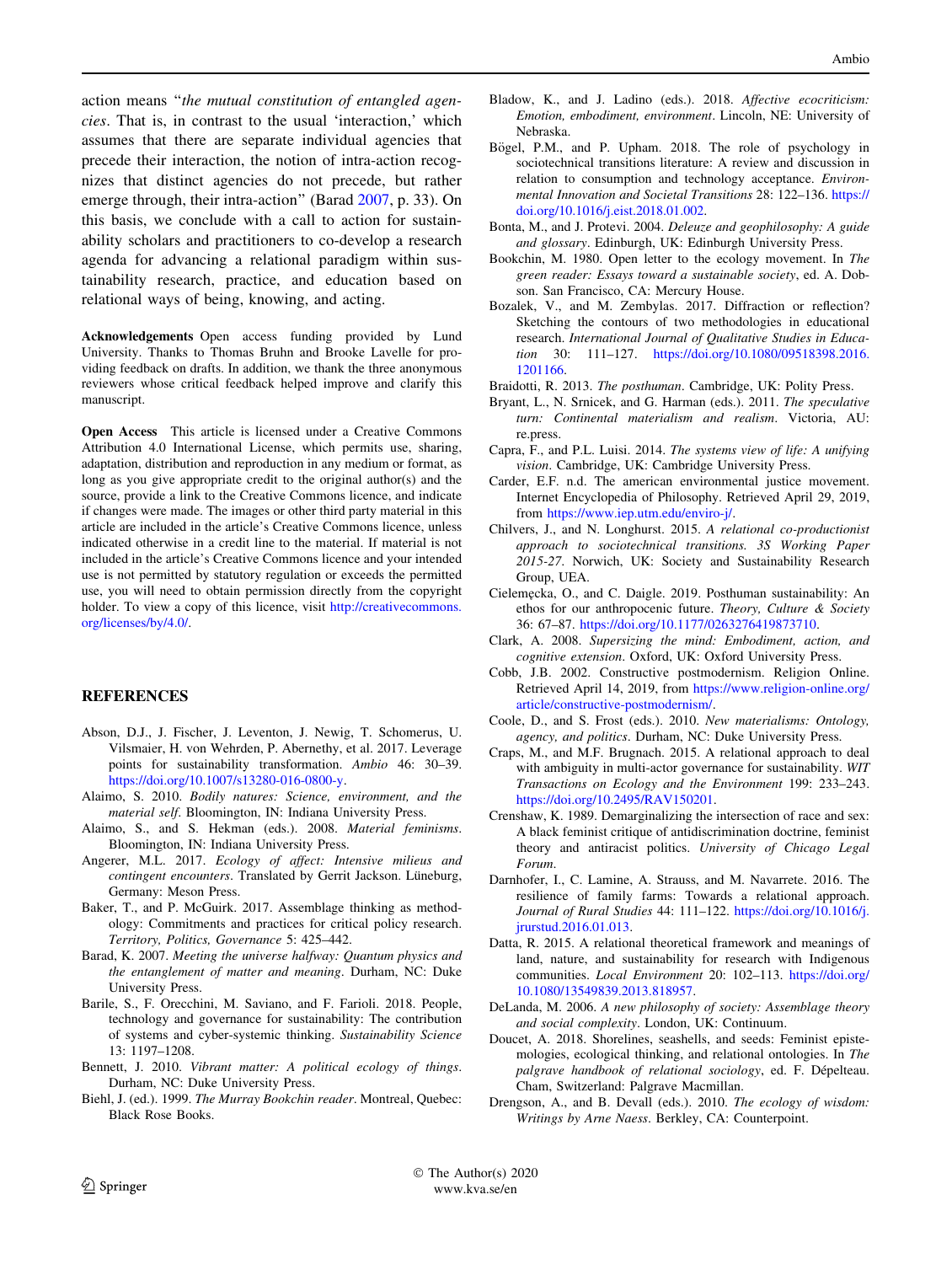action means "*the mutual constitution of entangled agencies*. That is, in contrast to the usual 'interaction,' which assumes that there are separate individual agencies that precede their interaction, the notion of intra-action recognizes that distinct agencies do not precede, but rather emerge through, their intra-action" (Barad 2007, p. 33). On this basis, we conclude with a call to action for sustainability scholars and practitioners to co-develop a research agenda for advancing a relational paradigm within sustainability research, practice, and education based on relational ways of being, knowing, and acting.

**Acknowledgements** Open access funding provided by Lund University. Thanks to Thomas Bruhn and Brooke Lavelle for providing feedback on drafts. In addition, we thank the three anonymous reviewers whose critical feedback helped improve and clarify this manuscript.

**Open Access** This article is licensed under a Creative Commons Attribution 4.0 International License, which permits use, sharing, adaptation, distribution and reproduction in any medium or format, as long as you give appropriate credit to the original author(s) and the source, provide a link to the Creative Commons licence, and indicate if changes were made. The images or other third party material in this article are included in the article's Creative Commons licence, unless indicated otherwise in a credit line to the material. If material is not included in the article's Creative Commons licence and your intended use is not permitted by statutory regulation or exceeds the permitted use, you will need to obtain permission directly from the copyright holder. To view a copy of this licence, visit http://creativecommons.org/licenses/by/4.0/.

## REFERENCES

Abson, D.J., J. Fischer, J. Leventon, J. Newig, T. Schomerus, U. Vilsmaier, H. von Wehrden, P. Abernethy, et al. 2017. Leverage points for sustainability transformation. *Ambio* 46: 30–39. https://doi.org/10.1007/s13280-016-0800-y.

Alaimo, S. 2010. *Bodily natures: Science, environment, and the material self*. Bloomington, IN: Indiana University Press.

Alaimo, S., and S. Hekman (eds.). 2008. *Material feminisms*. Bloomington, IN: Indiana University Press.

Angerer, M.L. 2017. *Ecology of affect: Intensive milieus and contingent encounters*. Translated by Gerrit Jackson. Lüneburg, Germany: Meson Press.

Baker, T., and P. McGuirk. 2017. Assemblage thinking as methodology: Commitments and practices for critical policy research. *Territory, Politics, Governance* 5: 425–442.

Barad, K. 2007. *Meeting the universe halfway: Quantum physics and the entanglement of matter and meaning*. Durham, NC: Duke University Press.

Barile, S., F. Orecchini, M. Saviano, and F. Farioli. 2018. People, technology and governance for sustainability: The contribution of systems and cyber-systemic thinking. *Sustainability Science* 13: 1197–1208.

Bennett, J. 2010. *Vibrant matter: A political ecology of things*. Durham, NC: Duke University Press.

Biehl, J. (ed.). 1999. *The Murray Bookchin reader*. Montreal, Quebec: Black Rose Books.

Bladow, K., and J. Ladino (eds.). 2018. *Affective ecocriticism: Emotion, embodiment, environment*. Lincoln, NE: University of Nebraska.

Bögel, P.M., and P. Upham. 2018. The role of psychology in sociotechnical transitions literature: A review and discussion in relation to consumption and technology acceptance. *Environmental Innovation and Societal Transitions* 28: 122–136. https://doi.org/10.1016/j.eist.2018.01.002.

Bonta, M., and J. Protevi. 2004. *Deleuze and geophilosophy: A guide and glossary*. Edinburgh, UK: Edinburgh University Press.

Bookchin, M. 1980. Open letter to the ecology movement. In *The green reader: Essays toward a sustainable society*, ed. A. Dobson. San Francisco, CA: Mercury House.

Bozalek, V., and M. Zembylas. 2017. Diffraction or reflection? Sketching the contours of two methodologies in educational research. *International Journal of Qualitative Studies in Education* 30: 111–127. https://doi.org/10.1080/09518398.2016.1201166.

Braidotti, R. 2013. *The posthuman*. Cambridge, UK: Polity Press.

Bryant, L., N. Srnicek, and G. Harman (eds.). 2011. *The speculative turn: Continental materialism and realism*. Victoria, AU: re.press.

Capra, F., and P.L. Luisi. 2014. *The systems view of life: A unifying vision*. Cambridge, UK: Cambridge University Press.

Carder, E.F. n.d. The american environmental justice movement. Internet Encyclopedia of Philosophy. Retrieved April 29, 2019, from https://www.iep.utm.edu/enviro-j/.

Chilvers, J., and N. Longhurst. 2015. *A relational co-productionist approach to sociotechnical transitions. 3S Working Paper 2015-27*. Norwich, UK: Society and Sustainability Research Group, UEA.

Cielemęcka, O., and C. Daigle. 2019. Posthuman sustainability: An ethos for our anthropocenic future. *Theory, Culture & Society* 36: 67–87. https://doi.org/10.1177/0263276419873710.

Clark, A. 2008. *Supersizing the mind: Embodiment, action, and cognitive extension*. Oxford, UK: Oxford University Press.

Cobb, J.B. 2002. Constructive postmodernism. Religion Online. Retrieved April 14, 2019, from https://www.religion-online.org/article/constructive-postmodernism/.

Coole, D., and S. Frost (eds.). 2010. *New materialisms: Ontology, agency, and politics*. Durham, NC: Duke University Press.

Craps, M., and M.F. Brugnach. 2015. A relational approach to deal with ambiguity in multi-actor governance for sustainability. *WIT Transactions on Ecology and the Environment* 199: 233–243. https://doi.org/10.2495/RAV150201.

Crenshaw, K. 1989. Demarginalizing the intersection of race and sex: A black feminist critique of antidiscrimination doctrine, feminist theory and antiracist politics. *University of Chicago Legal Forum*.

Darnhofer, I., C. Lamine, A. Strauss, and M. Navarrete. 2016. The resilience of family farms: Towards a relational approach. *Journal of Rural Studies* 44: 111–122. https://doi.org/10.1016/j.jrurstud.2016.01.013.

Datta, R. 2015. A relational theoretical framework and meanings of land, nature, and sustainability for research with Indigenous communities. *Local Environment* 20: 102–113. https://doi.org/10.1080/13549839.2013.818957.

DeLanda, M. 2006. *A new philosophy of society: Assemblage theory and social complexity*. London, UK: Continuum.

Doucet, A. 2018. Shorelines, seashells, and seeds: Feminist epistemologies, ecological thinking, and relational ontologies. In *The palgrave handbook of relational sociology*, ed. F. Dépelteau. Cham, Switzerland: Palgrave Macmillan.

Drengson, A., and B. Devall (eds.). 2010. *The ecology of wisdom: Writings by Arne Naess*. Berkley, CA: Counterpoint.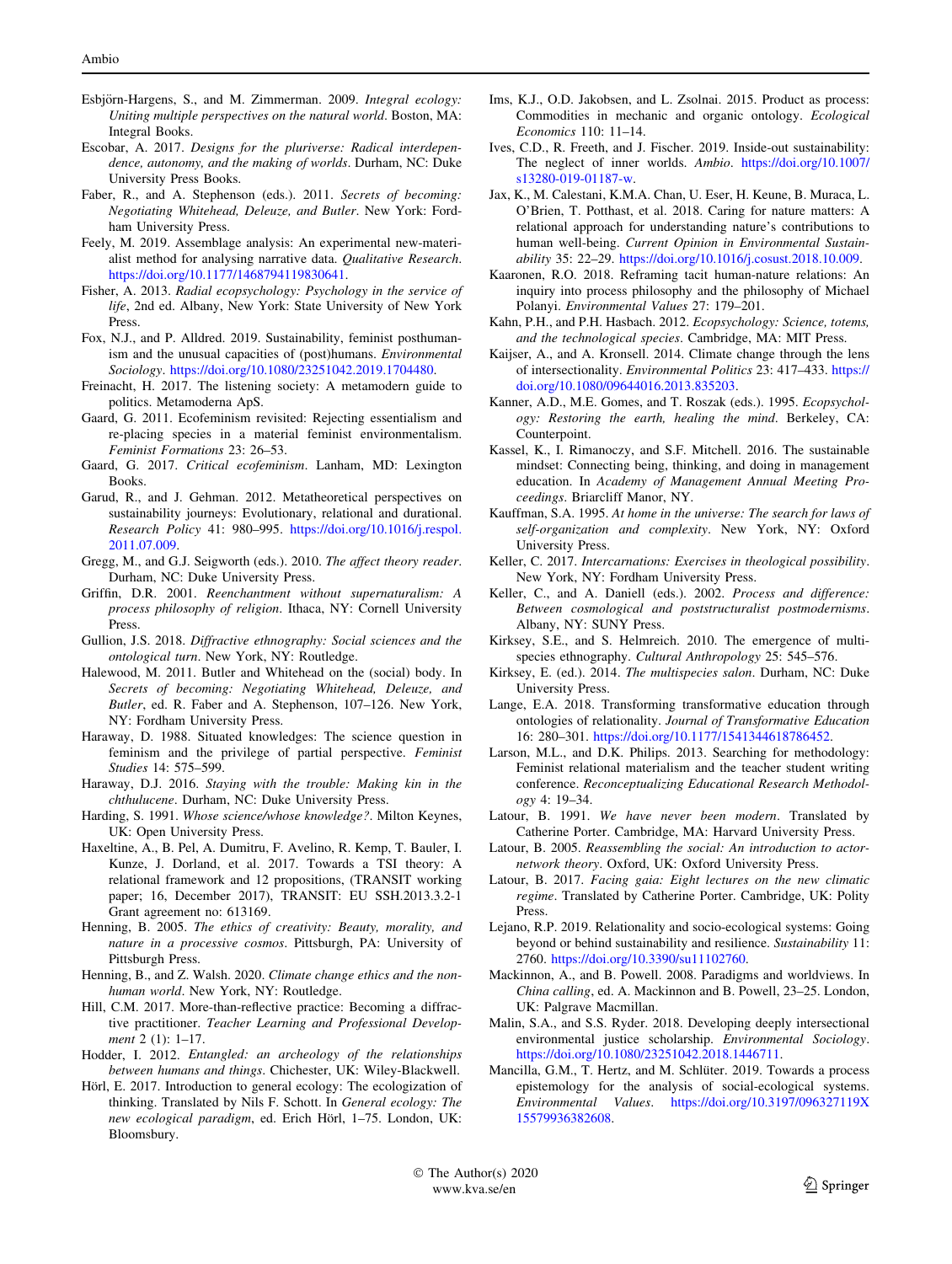Esbjörn-Hargens, S., and M. Zimmerman. 2009. *Integral ecology: Uniting multiple perspectives on the natural world*. Boston, MA: Integral Books.

Escobar, A. 2017. *Designs for the pluriverse: Radical interdependence, autonomy, and the making of worlds*. Durham, NC: Duke University Press Books.

Faber, R., and A. Stephenson (eds.). 2011. *Secrets of becoming: Negotiating Whitehead, Deleuze, and Butler*. New York: Fordham University Press.

Feely, M. 2019. Assemblage analysis: An experimental new-materialist method for analysing narrative data. *Qualitative Research*. https://doi.org/10.1177/1468794119830641.

Fisher, A. 2013. *Radial ecopsychology: Psychology in the service of life*, 2nd ed. Albany, New York: State University of New York Press.

Fox, N.J., and P. Alldred. 2019. Sustainability, feminist posthumanism and the unusual capacities of (post)humans. *Environmental Sociology*. https://doi.org/10.1080/23251042.2019.1704480.

Freinacht, H. 2017. The listening society: A metamodern guide to politics. Metamoderna ApS.

Gaard, G. 2011. Ecofeminism revisited: Rejecting essentialism and re-placing species in a material feminist environmentalism. *Feminist Formations* 23: 26–53.

Gaard, G. 2017. *Critical ecofeminism*. Lanham, MD: Lexington Books.

Garud, R., and J. Gehman. 2012. Metatheoretical perspectives on sustainability journeys: Evolutionary, relational and durational. *Research Policy* 41: 980–995. https://doi.org/10.1016/j.respol.2011.07.009.

Gregg, M., and G.J. Seigworth (eds.). 2010. *The affect theory reader*. Durham, NC: Duke University Press.

Griffin, D.R. 2001. *Reenchantment without supernaturalism: A process philosophy of religion*. Ithaca, NY: Cornell University Press.

Gullion, J.S. 2018. *Diffractive ethnography: Social sciences and the ontological turn*. New York, NY: Routledge.

Halewood, M. 2011. Butler and Whitehead on the (social) body. In *Secrets of becoming: Negotiating Whitehead, Deleuze, and Butler*, ed. R. Faber and A. Stephenson, 107–126. New York, NY: Fordham University Press.

Haraway, D. 1988. Situated knowledges: The science question in feminism and the privilege of partial perspective. *Feminist Studies* 14: 575–599.

Haraway, D.J. 2016. *Staying with the trouble: Making kin in the chthulucene*. Durham, NC: Duke University Press.

Harding, S. 1991. *Whose science/whose knowledge?*. Milton Keynes, UK: Open University Press.

Haxeltine, A., B. Pel, A. Dumitru, F. Avelino, R. Kemp, T. Bauler, I. Kunze, J. Dorland, et al. 2017. Towards a TSI theory: A relational framework and 12 propositions, (TRANSIT working paper; 16, December 2017), TRANSIT: EU SSH.2013.3.2-1 Grant agreement no: 613169.

Henning, B. 2005. *The ethics of creativity: Beauty, morality, and nature in a processive cosmos*. Pittsburgh, PA: University of Pittsburgh Press.

Henning, B., and Z. Walsh. 2020. *Climate change ethics and the non-human world*. New York, NY: Routledge.

Hill, C.M. 2017. More-than-reflective practice: Becoming a diffractive practitioner. *Teacher Learning and Professional Development* 2 (1): 1–17.

Hodder, I. 2012. *Entangled: an archeology of the relationships between humans and things*. Chichester, UK: Wiley-Blackwell.

Hörl, E. 2017. Introduction to general ecology: The ecologization of thinking. Translated by Nils F. Schott. In *General ecology: The new ecological paradigm*, ed. Erich Hörl, 1–75. London, UK: Bloomsbury.

Ims, K.J., O.D. Jakobsen, and L. Zsolnai. 2015. Product as process: Commodities in mechanic and organic ontology. *Ecological Economics* 110: 11–14.

Ives, C.D., R. Freeth, and J. Fischer. 2019. Inside-out sustainability: The neglect of inner worlds. *Ambio*. https://doi.org/10.1007/s13280-019-01187-w.

Jax, K., M. Calestani, K.M.A. Chan, U. Eser, H. Keune, B. Muraca, L. O'Brien, T. Potthast, et al. 2018. Caring for nature matters: A relational approach for understanding nature's contributions to human well-being. *Current Opinion in Environmental Sustainability* 35: 22–29. https://doi.org/10.1016/j.cosust.2018.10.009.

Kaaronen, R.O. 2018. Reframing tacit human-nature relations: An inquiry into process philosophy and the philosophy of Michael Polanyi. *Environmental Values* 27: 179–201.

Kahn, P.H., and P.H. Hasbach. 2012. *Ecopsychology: Science, totems, and the technological species*. Cambridge, MA: MIT Press.

Kaijser, A., and A. Kronsell. 2014. Climate change through the lens of intersectionality. *Environmental Politics* 23: 417–433. https://doi.org/10.1080/09644016.2013.835203.

Kanner, A.D., M.E. Gomes, and T. Roszak (eds.). 1995. *Ecopsychology: Restoring the earth, healing the mind*. Berkeley, CA: Counterpoint.

Kassel, K., I. Rimanoczy, and S.F. Mitchell. 2016. The sustainable mindset: Connecting being, thinking, and doing in management education. In *Academy of Management Annual Meeting Proceedings*. Briarcliff Manor, NY.

Kauffman, S.A. 1995. *At home in the universe: The search for laws of self-organization and complexity*. New York, NY: Oxford University Press.

Keller, C. 2017. *Intercarnations: Exercises in theological possibility*. New York, NY: Fordham University Press.

Keller, C., and A. Daniell (eds.). 2002. *Process and difference: Between cosmological and poststructuralist postmodernisms*. Albany, NY: SUNY Press.

Kirksey, S.E., and S. Helmreich. 2010. The emergence of multispecies ethnography. *Cultural Anthropology* 25: 545–576.

Kirksey, E. (ed.). 2014. *The multispecies salon*. Durham, NC: Duke University Press.

Lange, E.A. 2018. Transforming transformative education through ontologies of relationality. *Journal of Transformative Education* 16: 280–301. https://doi.org/10.1177/1541344618786452.

Larson, M.L., and D.K. Philips. 2013. Searching for methodology: Feminist relational materialism and the teacher student writing conference. *Reconceptualizing Educational Research Methodology* 4: 19–34.

Latour, B. 1991. *We have never been modern*. Translated by Catherine Porter. Cambridge, MA: Harvard University Press.

Latour, B. 2005. *Reassembling the social: An introduction to actor-network theory*. Oxford, UK: Oxford University Press.

Latour, B. 2017. *Facing gaia: Eight lectures on the new climatic regime*. Translated by Catherine Porter. Cambridge, UK: Polity Press.

Lejano, R.P. 2019. Relationality and socio-ecological systems: Going beyond or behind sustainability and resilience. *Sustainability* 11: 2760. https://doi.org/10.3390/su11102760.

Mackinnon, A., and B. Powell. 2008. Paradigms and worldviews. In *China calling*, ed. A. Mackinnon and B. Powell, 23–25. London, UK: Palgrave Macmillan.

Malin, S.A., and S.S. Ryder. 2018. Developing deeply intersectional environmental justice scholarship. *Environmental Sociology*. https://doi.org/10.1080/23251042.2018.1446711.

Mancilla, G.M., T. Hertz, and M. Schlüter. 2019. Towards a process epistemology for the analysis of social-ecological systems. *Environmental Values*. https://doi.org/10.3197/096327119X15579936382608.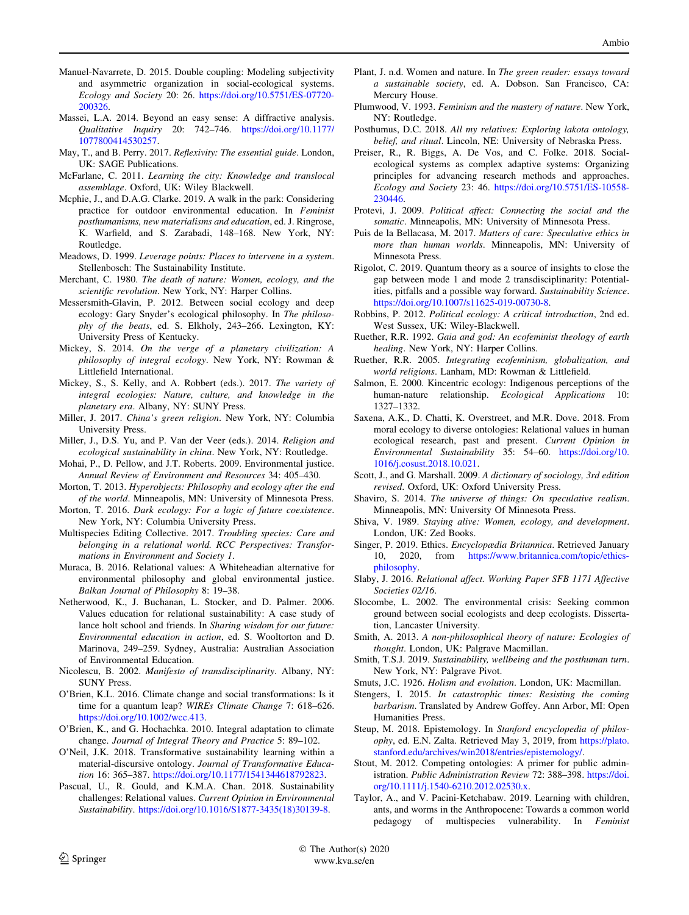Manuel-Navarrete, D. 2015. Double coupling: Modeling subjectivity and asymmetric organization in social-ecological systems. *Ecology and Society* 20: 26. https://doi.org/10.5751/ES-07720-200326.

Massei, L.A. 2014. Beyond an easy sense: A diffractive analysis. *Qualitative Inquiry* 20: 742–746. https://doi.org/10.1177/1077800414530257.

May, T., and B. Perry. 2017. *Reflexivity: The essential guide*. London, UK: SAGE Publications.

McFarlane, C. 2011. *Learning the city: Knowledge and translocal assemblage*. Oxford, UK: Wiley Blackwell.

Mcphie, J., and D.A.G. Clarke. 2019. A walk in the park: Considering practice for outdoor environmental education. In *Feminist posthumanisms, new materialisms and education*, ed. J. Ringrose, K. Warfield, and S. Zarabadi, 148–168. New York, NY: Routledge.

Meadows, D. 1999. *Leverage points: Places to intervene in a system*. Stellenbosch: The Sustainability Institute.

Merchant, C. 1980. *The death of nature: Women, ecology, and the scientific revolution*. New York, NY: Harper Collins.

Messersmith-Glavin, P. 2012. Between social ecology and deep ecology: Gary Snyder's ecological philosophy. In *The philosophy of the beats*, ed. S. Elkholy, 243–266. Lexington, KY: University Press of Kentucky.

Mickey, S. 2014. *On the verge of a planetary civilization: A philosophy of integral ecology*. New York, NY: Rowman & Littlefield International.

Mickey, S., S. Kelly, and A. Robbert (eds.). 2017. *The variety of integral ecologies: Nature, culture, and knowledge in the planetary era*. Albany, NY: SUNY Press.

Miller, J. 2017. *China's green religion*. New York, NY: Columbia University Press.

Miller, J., D.S. Yu, and P. Van der Veer (eds.). 2014. *Religion and ecological sustainability in china*. New York, NY: Routledge.

Mohai, P., D. Pellow, and J.T. Roberts. 2009. Environmental justice. *Annual Review of Environment and Resources* 34: 405–430.

Morton, T. 2013. *Hyperobjects: Philosophy and ecology after the end of the world*. Minneapolis, MN: University of Minnesota Press.

Morton, T. 2016. *Dark ecology: For a logic of future coexistence*. New York, NY: Columbia University Press.

Multispecies Editing Collective. 2017. *Troubling species: Care and belonging in a relational world. RCC Perspectives: Transformations in Environment and Society 1*.

Muraca, B. 2016. Relational values: A Whiteheadian alternative for environmental philosophy and global environmental justice. *Balkan Journal of Philosophy* 8: 19–38.

Netherwood, K., J. Buchanan, L. Stocker, and D. Palmer. 2006. Values education for relational sustainability: A case study of lance holt school and friends. In *Sharing wisdom for our future: Environmental education in action*, ed. S. Wooltorton and D. Marinova, 249–259. Sydney, Australia: Australian Association of Environmental Education.

Nicolescu, B. 2002. *Manifesto of transdisciplinarity*. Albany, NY: SUNY Press.

O'Brien, K.L. 2016. Climate change and social transformations: Is it time for a quantum leap? *WIREs Climate Change* 7: 618–626. https://doi.org/10.1002/wcc.413.

O'Brien, K., and G. Hochachka. 2010. Integral adaptation to climate change. *Journal of Integral Theory and Practice* 5: 89–102.

O'Neil, J.K. 2018. Transformative sustainability learning within a material-discursive ontology. *Journal of Transformative Education* 16: 365–387. https://doi.org/10.1177/1541344618792823.

Pascual, U., R. Gould, and K.M.A. Chan. 2018. Sustainability challenges: Relational values. *Current Opinion in Environmental Sustainability*. https://doi.org/10.1016/S1877-3435(18)30139-8.

Plant, J. n.d. Women and nature. In *The green reader: essays toward a sustainable society*, ed. A. Dobson. San Francisco, CA: Mercury House.

Plumwood, V. 1993. *Feminism and the mastery of nature*. New York, NY: Routledge.

Posthumus, D.C. 2018. *All my relatives: Exploring lakota ontology, belief, and ritual*. Lincoln, NE: University of Nebraska Press.

Preiser, R., R. Biggs, A. De Vos, and C. Folke. 2018. Social-ecological systems as complex adaptive systems: Organizing principles for advancing research methods and approaches. *Ecology and Society* 23: 46. https://doi.org/10.5751/ES-10558-230446.

Protevi, J. 2009. *Political affect: Connecting the social and the somatic*. Minneapolis, MN: University of Minnesota Press.

Puis de la Bellacasa, M. 2017. *Matters of care: Speculative ethics in more than human worlds*. Minneapolis, MN: University of Minnesota Press.

Rigolot, C. 2019. Quantum theory as a source of insights to close the gap between mode 1 and mode 2 transdisciplinary: Potentialities, pitfalls and a possible way forward. *Sustainability Science*. https://doi.org/10.1007/s11625-019-00730-8.

Robbins, P. 2012. *Political ecology: A critical introduction*, 2nd ed. West Sussex, UK: Wiley-Blackwell.

Ruether, R.R. 1992. *Gaia and god: An ecofeminist theology of earth healing*. New York, NY: Harper Collins.

Ruether, R.R. 2005. *Integrating ecofeminism, globalization, and world religions*. Lanham, MD: Rowman & Littlefield.

Salmon, E. 2000. Kincentric ecology: Indigenous perceptions of the human-nature relationship. *Ecological Applications* 10: 1327–1332.

Saxena, A.K., D. Chatti, K. Overstreet, and M.R. Dove. 2018. From moral ecology to diverse ontologies: Relational values in human ecological research, past and present. *Current Opinion in Environmental Sustainability* 35: 54–60. https://doi.org/10.1016/j.cosust.2018.10.021.

Scott, J., and G. Marshall. 2009. *A dictionary of sociology, 3rd edition revised*. Oxford, UK: Oxford University Press.

Shaviro, S. 2014. *The universe of things: On speculative realism*. Minneapolis, MN: University Of Minnesota Press.

Shiva, V. 1989. *Staying alive: Women, ecology, and development*. London, UK: Zed Books.

Singer, P. 2019. Ethics. *Encyclopædia Britannica*. Retrieved January 10, 2020, from https://www.britannica.com/topic/ethics-philosophy.

Slaby, J. 2016. *Relational affect. Working Paper SFB 1171 Affective Societies 02/16*.

Slocombe, L. 2002. The environmental crisis: Seeking common ground between social ecologists and deep ecologists. Dissertation, Lancaster University.

Smith, A. 2013. *A non-philosophical theory of nature: Ecologies of thought*. London, UK: Palgrave Macmillan.

Smith, T.S.J. 2019. *Sustainability, wellbeing and the posthuman turn*. New York, NY: Palgrave Pivot.

Smuts, J.C. 1926. *Holism and evolution*. London, UK: Macmillan.

Stengers, I. 2015. *In catastrophic times: Resisting the coming barbarism*. Translated by Andrew Goffey. Ann Arbor, MI: Open Humanities Press.

Steup, M. 2018. Epistemology. In *Stanford encyclopedia of philosophy*, ed. E.N. Zalta. Retrieved May 3, 2019, from https://plato.stanford.edu/archives/win2018/entries/epistemology/.

Stout, M. 2012. Competing ontologies: A primer for public administration. *Public Administration Review* 72: 388–398. https://doi.org/10.1111/j.1540-6210.2012.02530.x.

Taylor, A., and V. Pacini-Ketchabaw. 2019. Learning with children, ants, and worms in the Anthropocene: Towards a common world pedagogy of multispecies vulnerability. In *Feminist*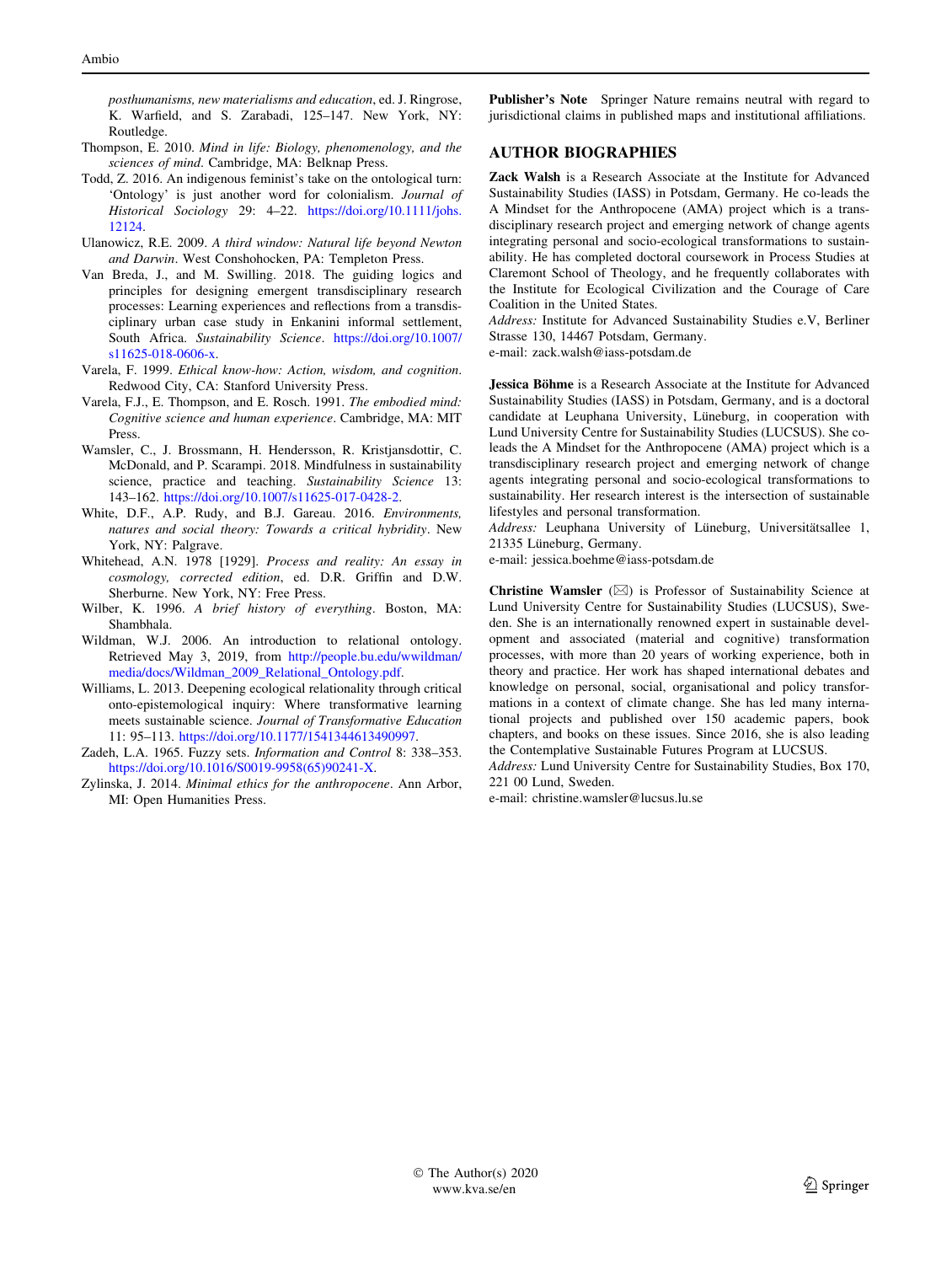*posthumanisms, new materialisms and education*, ed. J. Ringrose, K. Warfield, and S. Zarabadi, 125–147. New York, NY: Routledge.

Thompson, E. 2010. *Mind in life: Biology, phenomenology, and the sciences of mind*. Cambridge, MA: Belknap Press.

Todd, Z. 2016. An indigenous feminist's take on the ontological turn: 'Ontology' is just another word for colonialism. *Journal of Historical Sociology* 29: 4–22. https://doi.org/10.1111/johs.12124.

Ulanowicz, R.E. 2009. *A third window: Natural life beyond Newton and Darwin*. West Conshohocken, PA: Templeton Press.

Van Breda, J., and M. Swilling. 2018. The guiding logics and principles for designing emergent transdisciplinary research processes: Learning experiences and reflections from a transdisciplinary urban case study in Enkanini informal settlement, South Africa. *Sustainability Science*. https://doi.org/10.1007/s11625-018-0606-x.

Varela, F. 1999. *Ethical know-how: Action, wisdom, and cognition*. Redwood City, CA: Stanford University Press.

Varela, F.J., E. Thompson, and E. Rosch. 1991. *The embodied mind: Cognitive science and human experience*. Cambridge, MA: MIT Press.

Wamsler, C., J. Brossmann, H. Hendersson, R. Kristjansdottir, C. McDonald, and P. Scarampi. 2018. Mindfulness in sustainability science, practice and teaching. *Sustainability Science* 13: 143–162. https://doi.org/10.1007/s11625-017-0428-2.

White, D.F., A.P. Rudy, and B.J. Gareau. 2016. *Environments, natures and social theory: Towards a critical hybridity*. New York, NY: Palgrave.

Whitehead, A.N. 1978 [1929]. *Process and reality: An essay in cosmology, corrected edition*, ed. D.R. Griffin and D.W. Sherburne. New York, NY: Free Press.

Wilber, K. 1996. *A brief history of everything*. Boston, MA: Shambhala.

Wildman, W.J. 2006. An introduction to relational ontology. Retrieved May 3, 2019, from http://people.bu.edu/wwildman/media/docs/Wildman_2009_Relational_Ontology.pdf.

Williams, L. 2013. Deepening ecological relationality through critical onto-epistemological inquiry: Where transformative learning meets sustainable science. *Journal of Transformative Education* 11: 95–113. https://doi.org/10.1177/1541344613490997.

Zadeh, L.A. 1965. Fuzzy sets. *Information and Control* 8: 338–353. https://doi.org/10.1016/S0019-9958(65)90241-X.

Zylinska, J. 2014. *Minimal ethics for the anthropocene*. Ann Arbor, MI: Open Humanities Press.

**Publisher's Note** Springer Nature remains neutral with regard to jurisdictional claims in published maps and institutional affiliations.

## AUTHOR BIOGRAPHIES

**Zack Walsh** is a Research Associate at the Institute for Advanced Sustainability Studies (IASS) in Potsdam, Germany. He co-leads the A Mindset for the Anthropocene (AMA) project which is a transdisciplinary research project and emerging network of change agents integrating personal and socio-ecological transformations to sustainability. He has completed doctoral coursework in Process Studies at Claremont School of Theology, and he frequently collaborates with the Institute for Ecological Civilization and the Courage of Care Coalition in the United States.

*Address:* Institute for Advanced Sustainability Studies e.V, Berliner Strasse 130, 14467 Potsdam, Germany.

e-mail: zack.walsh@iass-potsdam.de

**Jessica Böhme** is a Research Associate at the Institute for Advanced Sustainability Studies (IASS) in Potsdam, Germany, and is a doctoral candidate at Leuphana University, Lüneburg, in cooperation with Lund University Centre for Sustainability Studies (LUCSUS). She co-leads the A Mindset for the Anthropocene (AMA) project which is a transdisciplinary research project and emerging network of change agents integrating personal and socio-ecological transformations to sustainability. Her research interest is the intersection of sustainable lifestyles and personal transformation.

*Address:* Leuphana University of Lüneburg, Universitätsallee 1, 21335 Lüneburg, Germany.

e-mail: jessica.boehme@iass-potsdam.de

**Christine Wamsler** (✉) is Professor of Sustainability Science at Lund University Centre for Sustainability Studies (LUCSUS), Sweden. She is an internationally renowned expert in sustainable development and associated (material and cognitive) transformation processes, with more than 20 years of working experience, both in theory and practice. Her work has shaped international debates and knowledge on personal, social, organisational and policy transformations in a context of climate change. She has led many international projects and published over 150 academic papers, book chapters, and books on these issues. Since 2016, she is also leading the Contemplative Sustainable Futures Program at LUCSUS.

*Address:* Lund University Centre for Sustainability Studies, Box 170, 221 00 Lund, Sweden.

e-mail: christine.wamsler@lucsus.lu.se

© The Author(s) 2020
www.kva.se/en